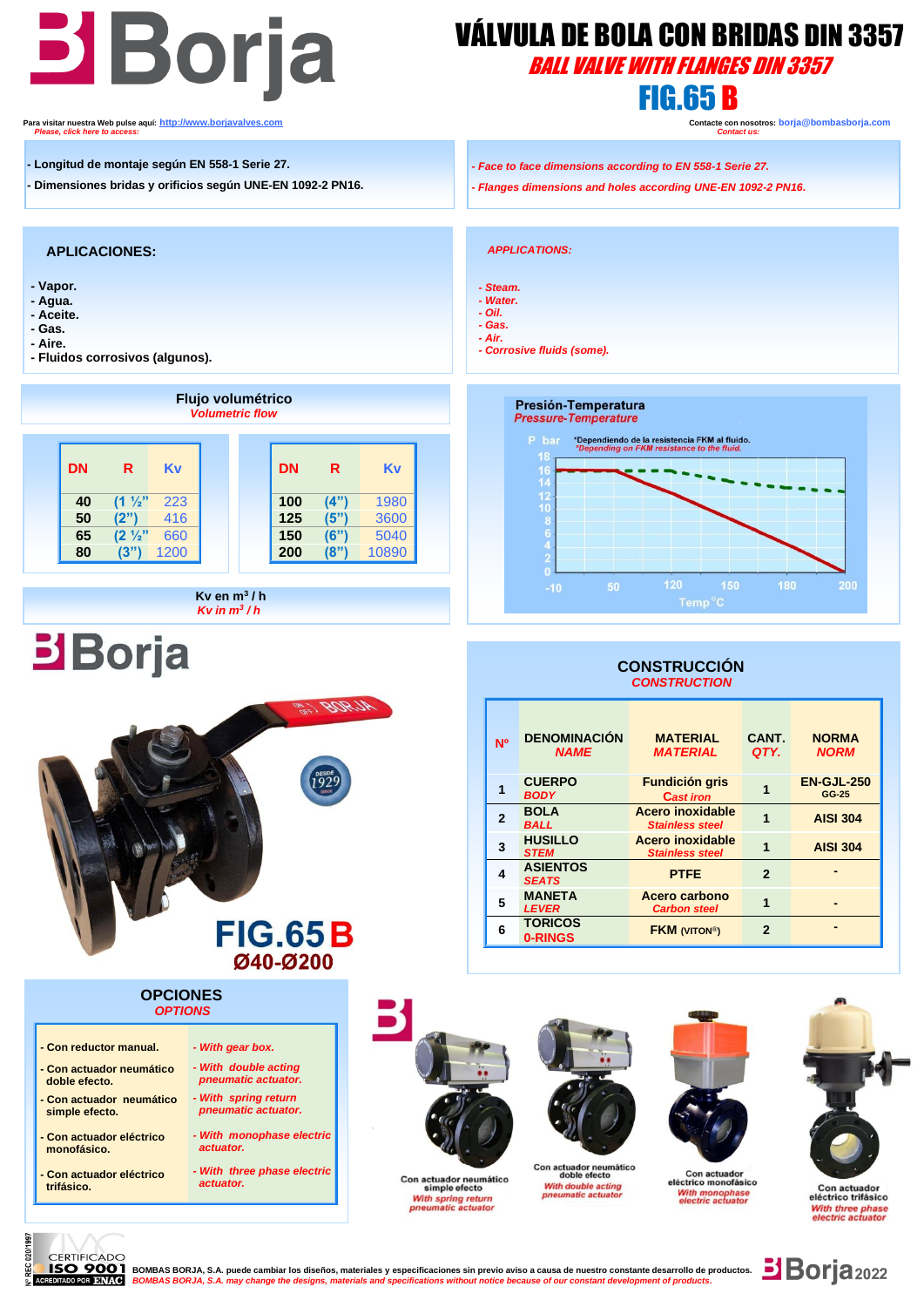# VÁLVULA DE BOLA CON BRIDAS DIN 3357

## *BALL VALVE WITH FLANGES DIN 3357*

## FIG.65 B

Para visitar nuestra Web pulse aquí: http://www.borjavalves.com
*Please, click here to access:*

Contacte con nosotros: borja@bombasborja.com
*Contact us:*

- Longitud de montaje según EN 558-1 Serie 27.
- Dimensiones bridas y orificios según UNE-EN 1092-2 PN16.

*- Face to face dimensions according to EN 558-1 Serie 27.*
*- Flanges dimensions and holes according UNE-EN 1092-2 PN16.*

### APLICACIONES:

- Vapor.
- Agua.
- Aceite.
- Gas.
- Aire.
- Fluidos corrosivos (algunos).

### *APPLICATIONS:*

*- Steam.*
*- Water.*
*- Oil.*
*- Gas.*
*- Air.*
*- Corrosive fluids (some).*

### Flujo volumétrico
*Volumetric flow*

| DN | R | Kv |
|---|---|---|
| 40 | (1 ½" | 223 |
| 50 | (2") | 416 |
| 65 | (2 ½" | 660 |
| 80 | (3") | 1200 |

| DN | R | Kv |
|---|---|---|
| 100 | (4") | 1980 |
| 125 | (5") | 3600 |
| 150 | (6") | 5040 |
| 200 | (8") | 10890 |

Kv en $m^3$ / h
*Kv in $m^3$ / h*

### Presión-Temperatura
*Pressure-Temperature*

P bar — \*Dependiendo de la resistencia FKM al fluido. *\*Depending on FKM resistance to the fluid.*

Temp °C

FIG.65 B
Ø40-Ø200

### CONSTRUCCIÓN
*CONSTRUCTION*

| Nº | DENOMINACIÓN *NAME* | MATERIAL *MATERIAL* | CANT. *QTY.* | NORMA *NORM* |
|---|---|---|---|---|
| 1 | CUERPO *BODY* | Fundición gris *Cast iron* | 1 | EN-GJL-250 GG-25 |
| 2 | BOLA *BALL* | Acero inoxidable *Stainless steel* | 1 | AISI 304 |
| 3 | HUSILLO *STEM* | Acero inoxidable *Stainless steel* | 1 | AISI 304 |
| 4 | ASIENTOS *SEATS* | PTFE | 2 | - |
| 5 | MANETA *LEVER* | Acero carbono *Carbon steel* | 1 | - |
| 6 | TORICOS *0-RINGS* | FKM (VITON®) | 2 | - |

### OPCIONES
*OPTIONS*

| | |
|---|---|
| - Con reductor manual. | *- With gear box.* |
| - Con actuador neumático doble efecto. | *- With double acting pneumatic actuator.* |
| - Con actuador neumático simple efecto. | *- With spring return pneumatic actuator.* |
| - Con actuador eléctrico monofásico. | *- With monophase electric actuator.* |
| - Con actuador eléctrico trifásico. | *- With three phase electric actuator.* |

Con actuador neumático simple efecto
*With spring return pneumatic actuator*

Con actuador neumático doble efecto
*With double acting pneumatic actuator*

Con actuador eléctrico monofásico
*With monophase electric actuator*

Con actuador eléctrico trifásico
*With three phase electric actuator*

BOMBAS BORJA, S.A. puede cambiar los diseños, materiales y especificaciones sin previo aviso a causa de nuestro constante desarrollo de productos.
*BOMBAS BORJA, S.A. may change the designs, materials and specifications without notice because of our constant development of products.*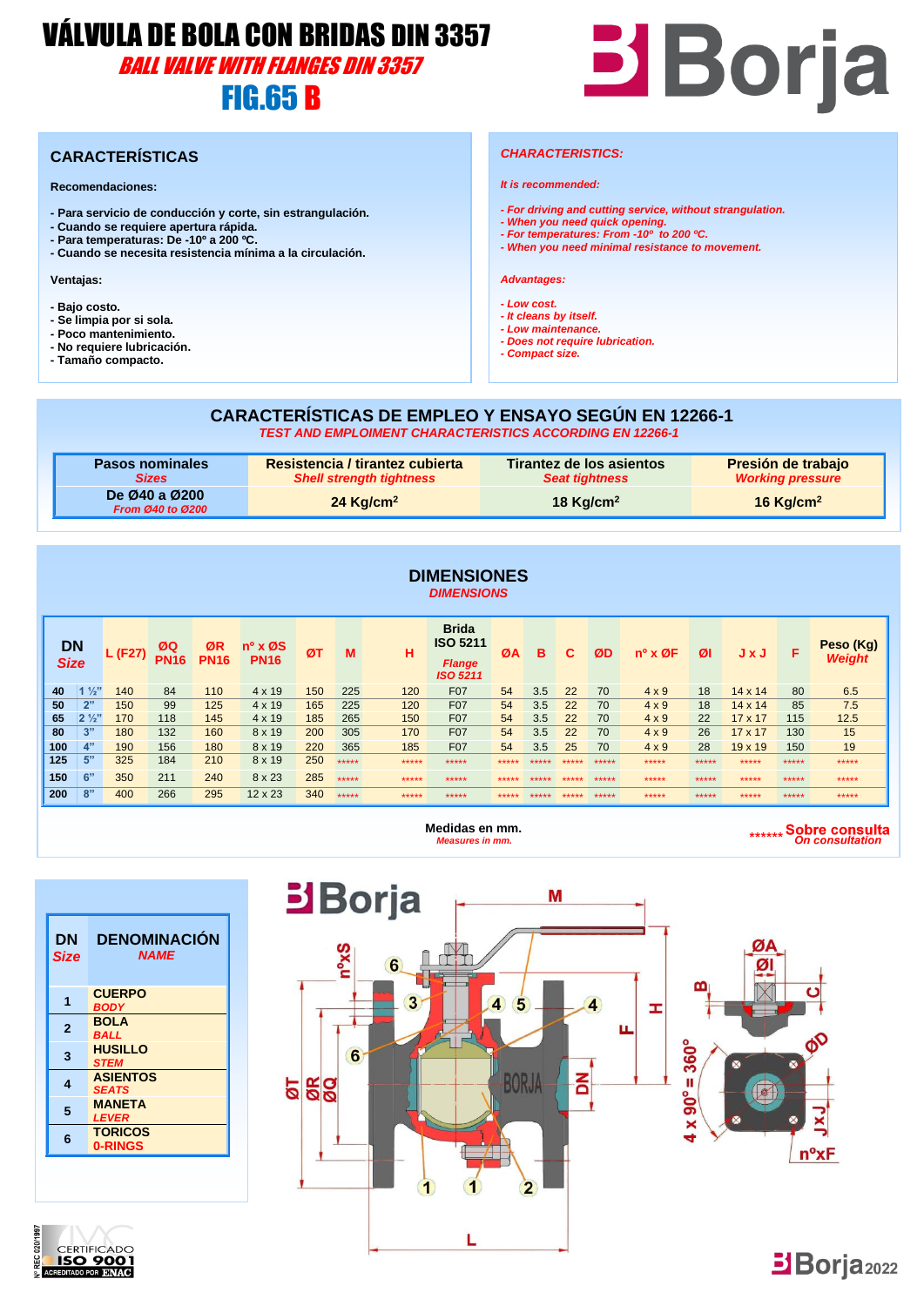# VÁLVULA DE BOLA CON BRIDAS DIN 3357

*BALL VALVE WITH FLANGES DIN 3357*

## FIG.65 B

## CARACTERÍSTICAS

**Recomendaciones:**

- Para servicio de conducción y corte, sin estrangulación.
- Cuando se requiere apertura rápida.
- Para temperaturas: De -10º a 200 ºC.
- Cuando se necesita resistencia mínima a la circulación.

**Ventajas:**

- Bajo costo.
- Se limpia por si sola.
- Poco mantenimiento.
- No requiere lubricación.
- Tamaño compacto.

## *CHARACTERISTICS:*

*It is recommended:*

- *For driving and cutting service, without strangulation.*
- *When you need quick opening.*
- *For temperatures: From -10º to 200 ºC.*
- *When you need minimal resistance to movement.*

*Advantages:*

- *Low cost.*
- *It cleans by itself.*
- *Low maintenance.*
- *Does not require lubrication.*
- *Compact size.*

## CARACTERÍSTICAS DE EMPLEO Y ENSAYO SEGÚN EN 12266-1

*TEST AND EMPLOIMENT CHARACTERISTICS ACCORDING EN 12266-1*

| Pasos nominales *Sizes* | Resistencia / tirantez cubierta *Shell strength tightness* | Tirantez de los asientos *Seat tightness* | Presión de trabajo *Working pressure* |
|---|---|---|---|
| De Ø40 a Ø200 *From Ø40 to Ø200* | 24 Kg/cm² | 18 Kg/cm² | 16 Kg/cm² |

## DIMENSIONES

*DIMENSIONS*

| DN *Size* | | L (F27) | ØQ PN16 | ØR PN16 | nº x ØS PN16 | ØT | M | H | Brida ISO 5211 *Flange ISO 5211* | ØA | B | C | ØD | nº x ØF | ØI | J x J | F | Peso (Kg) *Weight* |
|---|---|---|---|---|---|---|---|---|---|---|---|---|---|---|---|---|---|---|
| 40 | 1 ½" | 140 | 84 | 110 | 4 x 19 | 150 | 225 | 120 | F07 | 54 | 3.5 | 22 | 70 | 4 x 9 | 18 | 14 x 14 | 80 | 6.5 |
| 50 | 2" | 150 | 99 | 125 | 4 x 19 | 165 | 225 | 120 | F07 | 54 | 3.5 | 22 | 70 | 4 x 9 | 18 | 14 x 14 | 85 | 7.5 |
| 65 | 2 ½" | 170 | 118 | 145 | 4 x 19 | 185 | 265 | 150 | F07 | 54 | 3.5 | 22 | 70 | 4 x 9 | 22 | 17 x 17 | 115 | 12.5 |
| 80 | 3" | 180 | 132 | 160 | 8 x 19 | 200 | 305 | 170 | F07 | 54 | 3.5 | 22 | 70 | 4 x 9 | 26 | 17 x 17 | 130 | 15 |
| 100 | 4" | 190 | 156 | 180 | 8 x 19 | 220 | 365 | 185 | F07 | 54 | 3.5 | 25 | 70 | 4 x 9 | 28 | 19 x 19 | 150 | 19 |
| 125 | 5" | 325 | 184 | 210 | 8 x 19 | 250 | ***** | ***** | ***** | ***** | ***** | ***** | ***** | ***** | ***** | ***** | ***** | ***** |
| 150 | 6" | 350 | 211 | 240 | 8 x 23 | 285 | ***** | ***** | ***** | ***** | ***** | ***** | ***** | ***** | ***** | ***** | ***** | ***** |
| 200 | 8" | 400 | 266 | 295 | 12 x 23 | 340 | ***** | ***** | ***** | ***** | ***** | ***** | ***** | ***** | ***** | ***** | ***** | ***** |

**Medidas en mm.** *Measures in mm.*

****** Sobre consulta *On consultation*

| DN *Size* | DENOMINACIÓN *NAME* |
|---|---|
| 1 | CUERPO *BODY* |
| 2 | BOLA *BALL* |
| 3 | HUSILLO *STEM* |
| 4 | ASIENTOS *SEATS* |
| 5 | MANETA *LEVER* |
| 6 | TORICOS *0-RINGS* |

M

nºxS

ØT ØR ØQ

DN

H

F

L

ØA

ØI

B

C

ØD

4 x 90º = 360º

JxJ

nºxF

Nº REG 020/1997 CERTIFICADO ISO 9001 ACREDITADO POR ENAC

Borja 2022